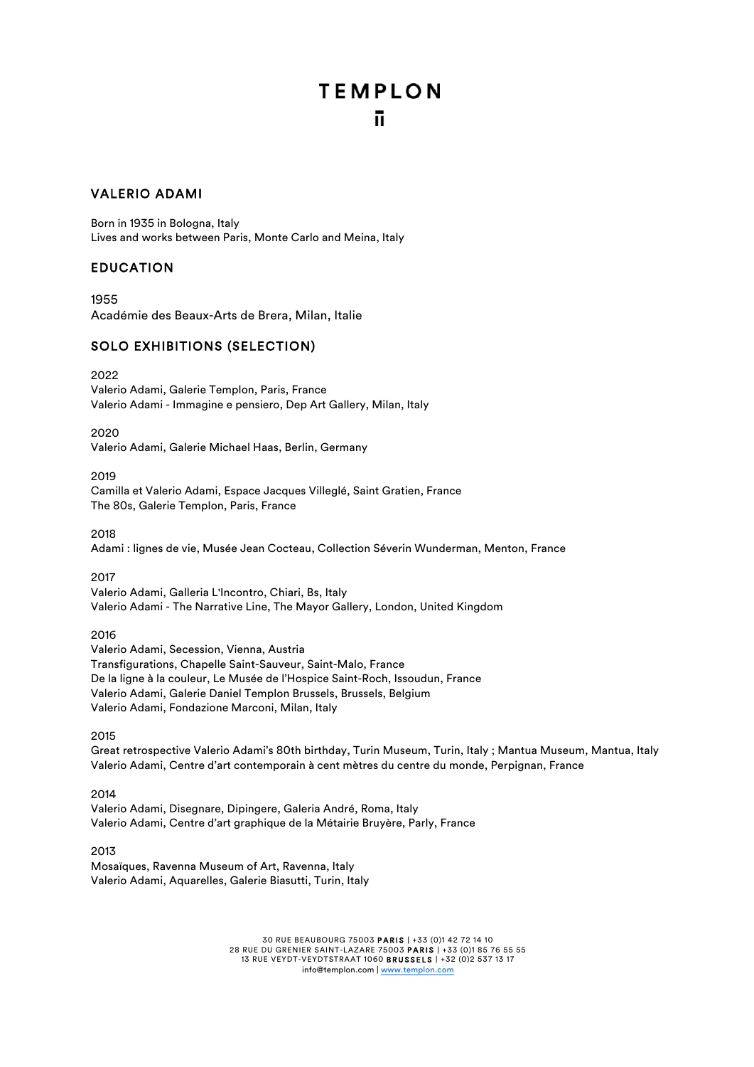# VALERIO ADAMI

Born in 1935 in Bologna, Italy
Lives and works between Paris, Monte Carlo and Meina, Italy

## EDUCATION

1955
Académie des Beaux-Arts de Brera, Milan, Italie

## SOLO EXHIBITIONS (SELECTION)

2022
Valerio Adami, Galerie Templon, Paris, France
Valerio Adami - Immagine e pensiero, Dep Art Gallery, Milan, Italy

2020
Valerio Adami, Galerie Michael Haas, Berlin, Germany

2019
Camilla et Valerio Adami, Espace Jacques Villeglé, Saint Gratien, France
The 80s, Galerie Templon, Paris, France

2018
Adami : lignes de vie, Musée Jean Cocteau, Collection Séverin Wunderman, Menton, France

2017
Valerio Adami, Galleria L'Incontro, Chiari, Bs, Italy
Valerio Adami - The Narrative Line, The Mayor Gallery, London, United Kingdom

2016
Valerio Adami, Secession, Vienna, Austria
Transfigurations, Chapelle Saint-Sauveur, Saint-Malo, France
De la ligne à la couleur, Le Musée de l'Hospice Saint-Roch, Issoudun, France
Valerio Adami, Galerie Daniel Templon Brussels, Brussels, Belgium
Valerio Adami, Fondazione Marconi, Milan, Italy

2015
Great retrospective Valerio Adami's 80th birthday, Turin Museum, Turin, Italy ; Mantua Museum, Mantua, Italy
Valerio Adami, Centre d'art contemporain à cent mètres du centre du monde, Perpignan, France

2014
Valerio Adami, Disegnare, Dipingere, Galeria André, Roma, Italy
Valerio Adami, Centre d'art graphique de la Métairie Bruyère, Parly, France

2013
Mosaïques, Ravenna Museum of Art, Ravenna, Italy
Valerio Adami, Aquarelles, Galerie Biasutti, Turin, Italy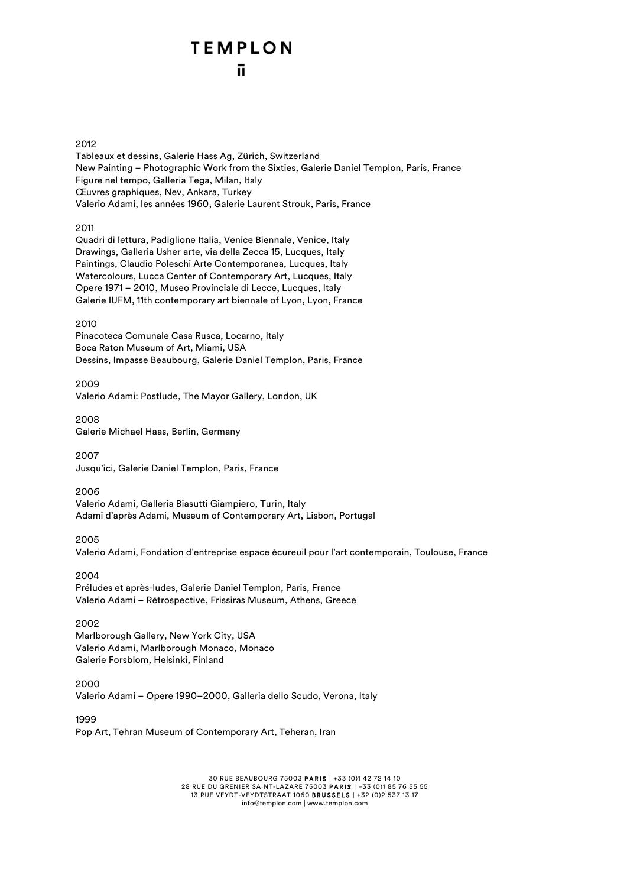2012

Tableaux et dessins, Galerie Hass Ag, Zürich, Switzerland
New Painting – Photographic Work from the Sixties, Galerie Daniel Templon, Paris, France
Figure nel tempo, Galleria Tega, Milan, Italy
Œuvres graphiques, Nev, Ankara, Turkey
Valerio Adami, les années 1960, Galerie Laurent Strouk, Paris, France

2011

Quadri di lettura, Padiglione Italia, Venice Biennale, Venice, Italy
Drawings, Galleria Usher arte, via della Zecca 15, Lucques, Italy
Paintings, Claudio Poleschi Arte Contemporanea, Lucques, Italy
Watercolours, Lucca Center of Contemporary Art, Lucques, Italy
Opere 1971 – 2010, Museo Provinciale di Lecce, Lucques, Italy
Galerie IUFM, 11th contemporary art biennale of Lyon, Lyon, France

2010

Pinacoteca Comunale Casa Rusca, Locarno, Italy
Boca Raton Museum of Art, Miami, USA
Dessins, Impasse Beaubourg, Galerie Daniel Templon, Paris, France

2009

Valerio Adami: Postlude, The Mayor Gallery, London, UK

2008

Galerie Michael Haas, Berlin, Germany

2007

Jusqu'ici, Galerie Daniel Templon, Paris, France

2006

Valerio Adami, Galleria Biasutti Giampiero, Turin, Italy
Adami d'après Adami, Museum of Contemporary Art, Lisbon, Portugal

2005

Valerio Adami, Fondation d'entreprise espace écureuil pour l'art contemporain, Toulouse, France

2004

Préludes et après-ludes, Galerie Daniel Templon, Paris, France
Valerio Adami – Rétrospective, Frissiras Museum, Athens, Greece

2002

Marlborough Gallery, New York City, USA
Valerio Adami, Marlborough Monaco, Monaco
Galerie Forsblom, Helsinki, Finland

2000

Valerio Adami – Opere 1990–2000, Galleria dello Scudo, Verona, Italy

1999

Pop Art, Tehran Museum of Contemporary Art, Teheran, Iran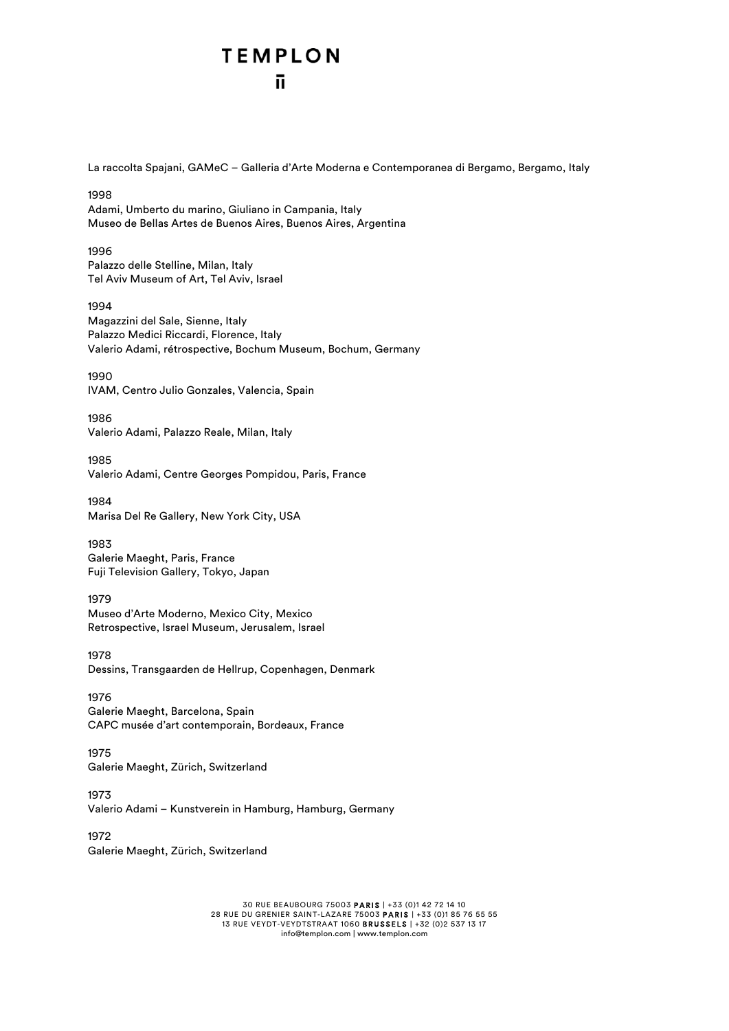La raccolta Spajani, GAMeC – Galleria d'Arte Moderna e Contemporanea di Bergamo, Bergamo, Italy

1998
Adami, Umberto du marino, Giuliano in Campania, Italy
Museo de Bellas Artes de Buenos Aires, Buenos Aires, Argentina

1996
Palazzo delle Stelline, Milan, Italy
Tel Aviv Museum of Art, Tel Aviv, Israel

1994
Magazzini del Sale, Sienne, Italy
Palazzo Medici Riccardi, Florence, Italy
Valerio Adami, rétrospective, Bochum Museum, Bochum, Germany

1990
IVAM, Centro Julio Gonzales, Valencia, Spain

1986
Valerio Adami, Palazzo Reale, Milan, Italy

1985
Valerio Adami, Centre Georges Pompidou, Paris, France

1984
Marisa Del Re Gallery, New York City, USA

1983
Galerie Maeght, Paris, France
Fuji Television Gallery, Tokyo, Japan

1979
Museo d'Arte Moderno, Mexico City, Mexico
Retrospective, Israel Museum, Jerusalem, Israel

1978
Dessins, Transgaarden de Hellrup, Copenhagen, Denmark

1976
Galerie Maeght, Barcelona, Spain
CAPC musée d'art contemporain, Bordeaux, France

1975
Galerie Maeght, Zürich, Switzerland

1973
Valerio Adami – Kunstverein in Hamburg, Hamburg, Germany

1972
Galerie Maeght, Zürich, Switzerland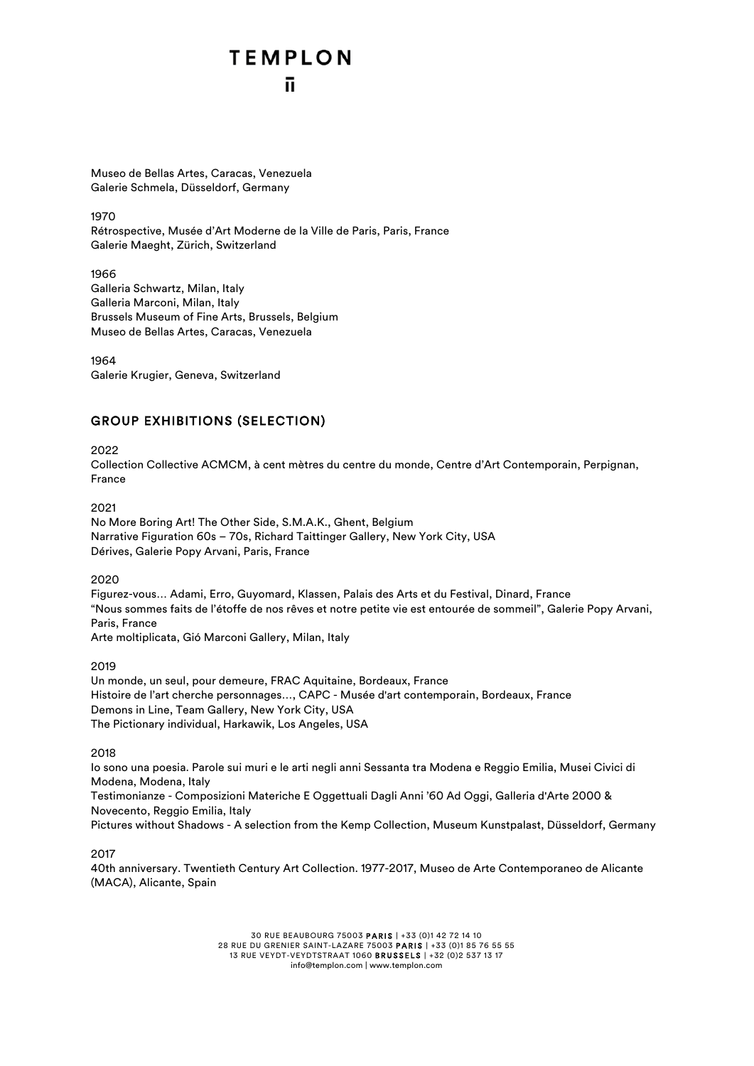Museo de Bellas Artes, Caracas, Venezuela
Galerie Schmela, Düsseldorf, Germany

1970
Rétrospective, Musée d'Art Moderne de la Ville de Paris, Paris, France
Galerie Maeght, Zürich, Switzerland

1966
Galleria Schwartz, Milan, Italy
Galleria Marconi, Milan, Italy
Brussels Museum of Fine Arts, Brussels, Belgium
Museo de Bellas Artes, Caracas, Venezuela

1964
Galerie Krugier, Geneva, Switzerland

## GROUP EXHIBITIONS (SELECTION)

2022
Collection Collective ACMCM, à cent mètres du centre du monde, Centre d'Art Contemporain, Perpignan, France

2021
No More Boring Art! The Other Side, S.M.A.K., Ghent, Belgium
Narrative Figuration 60s – 70s, Richard Taittinger Gallery, New York City, USA
Dérives, Galerie Popy Arvani, Paris, France

2020
Figurez-vous… Adami, Erro, Guyomard, Klassen, Palais des Arts et du Festival, Dinard, France
"Nous sommes faits de l'étoffe de nos rêves et notre petite vie est entourée de sommeil", Galerie Popy Arvani, Paris, France
Arte moltiplicata, Gió Marconi Gallery, Milan, Italy

2019
Un monde, un seul, pour demeure, FRAC Aquitaine, Bordeaux, France
Histoire de l'art cherche personnages…, CAPC - Musée d'art contemporain, Bordeaux, France
Demons in Line, Team Gallery, New York City, USA
The Pictionary individual, Harkawik, Los Angeles, USA

2018
Io sono una poesia. Parole sui muri e le arti negli anni Sessanta tra Modena e Reggio Emilia, Musei Civici di Modena, Modena, Italy
Testimonianze - Composizioni Materiche E Oggettuali Dagli Anni '60 Ad Oggi, Galleria d'Arte 2000 & Novecento, Reggio Emilia, Italy
Pictures without Shadows - A selection from the Kemp Collection, Museum Kunstpalast, Düsseldorf, Germany

2017
40th anniversary. Twentieth Century Art Collection. 1977-2017, Museo de Arte Contemporaneo de Alicante (MACA), Alicante, Spain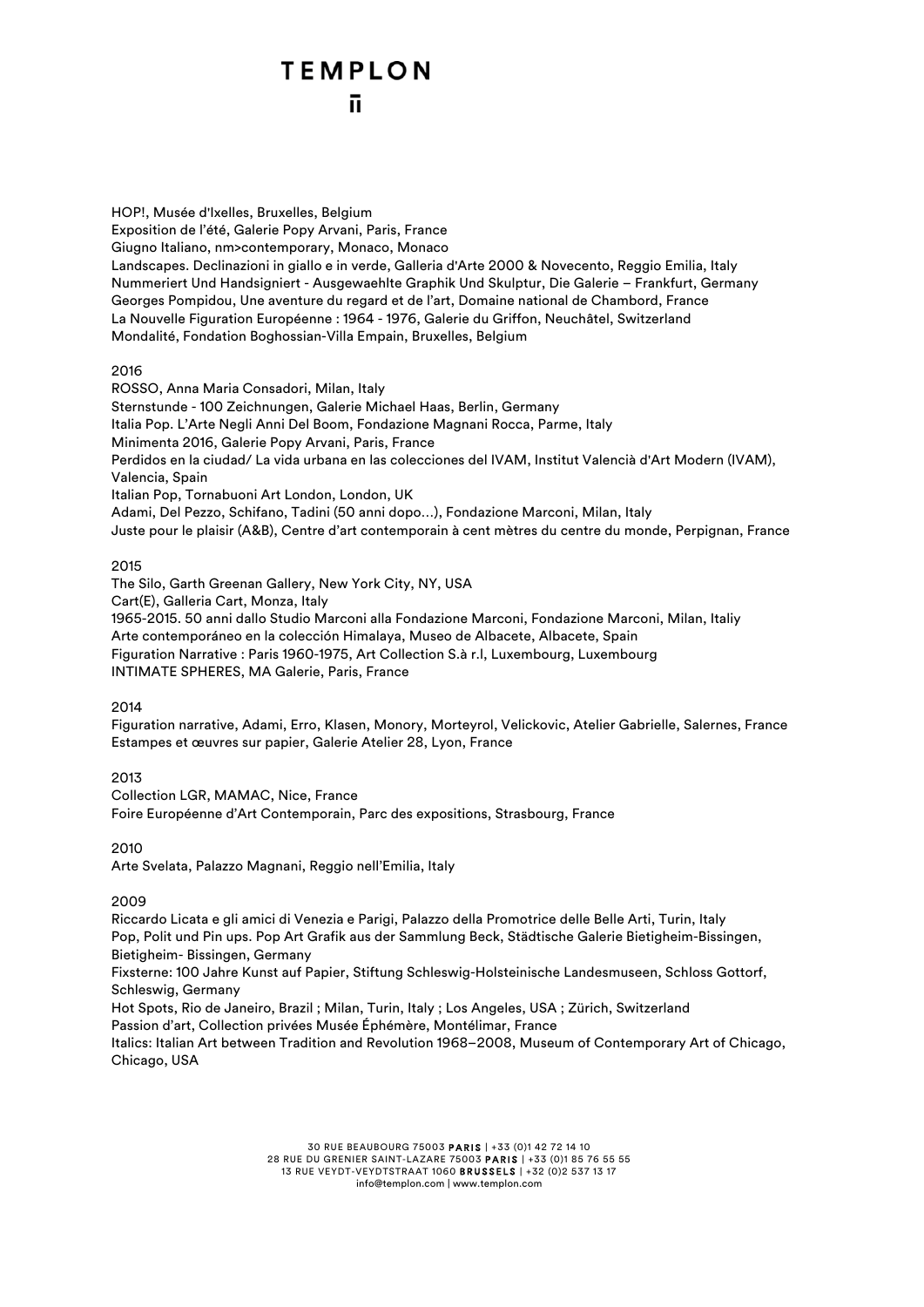HOP!, Musée d'Ixelles, Bruxelles, Belgium
Exposition de l'été, Galerie Popy Arvani, Paris, France
Giugno Italiano, nm>contemporary, Monaco, Monaco
Landscapes. Declinazioni in giallo e in verde, Galleria d'Arte 2000 & Novecento, Reggio Emilia, Italy
Nummeriert Und Handsigniert - Ausgewaehlte Graphik Und Skulptur, Die Galerie – Frankfurt, Germany
Georges Pompidou, Une aventure du regard et de l'art, Domaine national de Chambord, France
La Nouvelle Figuration Européenne : 1964 - 1976, Galerie du Griffon, Neuchâtel, Switzerland
Mondalité, Fondation Boghossian-Villa Empain, Bruxelles, Belgium

2016
ROSSO, Anna Maria Consadori, Milan, Italy
Sternstunde - 100 Zeichnungen, Galerie Michael Haas, Berlin, Germany
Italia Pop. L'Arte Negli Anni Del Boom, Fondazione Magnani Rocca, Parme, Italy
Minimenta 2016, Galerie Popy Arvani, Paris, France
Perdidos en la ciudad/ La vida urbana en las colecciones del IVAM, Institut Valencià d'Art Modern (IVAM), Valencia, Spain
Italian Pop, Tornabuoni Art London, London, UK
Adami, Del Pezzo, Schifano, Tadini (50 anni dopo…), Fondazione Marconi, Milan, Italy
Juste pour le plaisir (A&B), Centre d'art contemporain à cent mètres du centre du monde, Perpignan, France

2015
The Silo, Garth Greenan Gallery, New York City, NY, USA
Cart(E), Galleria Cart, Monza, Italy
1965-2015. 50 anni dallo Studio Marconi alla Fondazione Marconi, Fondazione Marconi, Milan, Italiy
Arte contemporáneo en la colección Himalaya, Museo de Albacete, Albacete, Spain
Figuration Narrative : Paris 1960-1975, Art Collection S.à r.l, Luxembourg, Luxembourg
INTIMATE SPHERES, MA Galerie, Paris, France

2014
Figuration narrative, Adami, Erro, Klasen, Monory, Morteyrol, Velickovic, Atelier Gabrielle, Salernes, France
Estampes et œuvres sur papier, Galerie Atelier 28, Lyon, France

2013
Collection LGR, MAMAC, Nice, France
Foire Européenne d'Art Contemporain, Parc des expositions, Strasbourg, France

2010
Arte Svelata, Palazzo Magnani, Reggio nell'Emilia, Italy

2009
Riccardo Licata e gli amici di Venezia e Parigi, Palazzo della Promotrice delle Belle Arti, Turin, Italy
Pop, Polit und Pin ups. Pop Art Grafik aus der Sammlung Beck, Städtische Galerie Bietigheim-Bissingen, Bietigheim- Bissingen, Germany
Fixsterne: 100 Jahre Kunst auf Papier, Stiftung Schleswig-Holsteinische Landesmuseen, Schloss Gottorf, Schleswig, Germany
Hot Spots, Rio de Janeiro, Brazil ; Milan, Turin, Italy ; Los Angeles, USA ; Zürich, Switzerland
Passion d'art, Collection privées Musée Éphémère, Montélimar, France
Italics: Italian Art between Tradition and Revolution 1968–2008, Museum of Contemporary Art of Chicago, Chicago, USA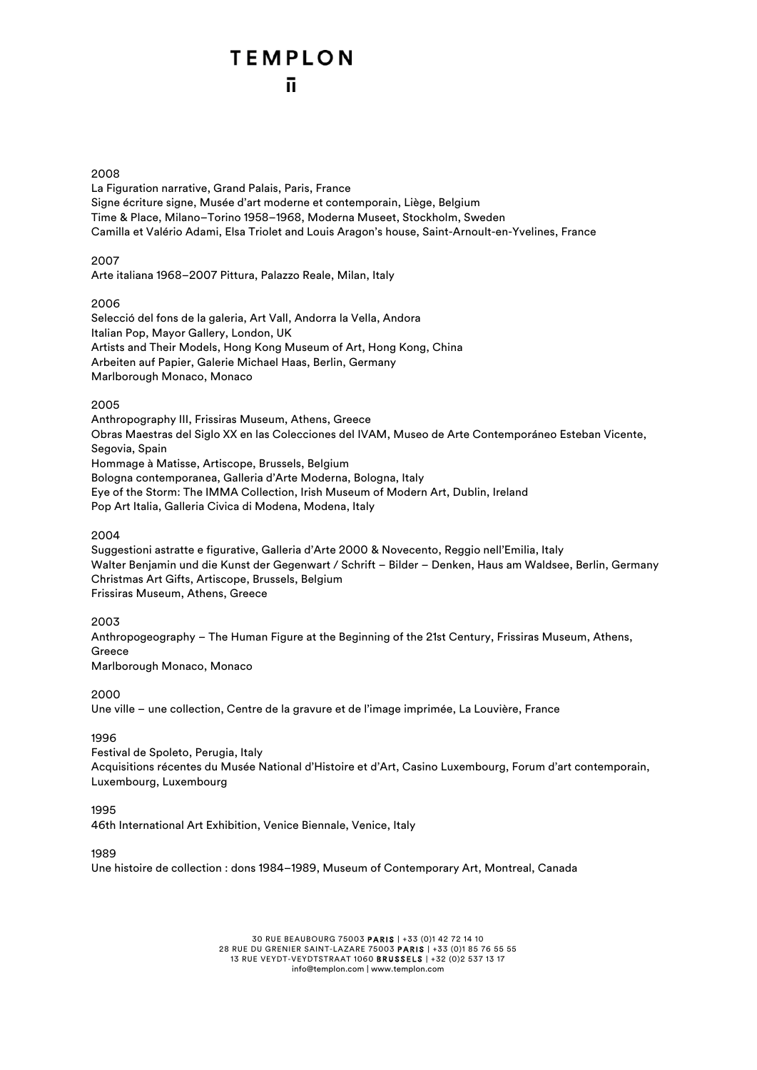2008

La Figuration narrative, Grand Palais, Paris, France
Signe écriture signe, Musée d'art moderne et contemporain, Liège, Belgium
Time & Place, Milano–Torino 1958–1968, Moderna Museet, Stockholm, Sweden
Camilla et Valério Adami, Elsa Triolet and Louis Aragon's house, Saint-Arnoult-en-Yvelines, France

2007

Arte italiana 1968–2007 Pittura, Palazzo Reale, Milan, Italy

2006

Selecció del fons de la galeria, Art Vall, Andorra la Vella, Andora
Italian Pop, Mayor Gallery, London, UK
Artists and Their Models, Hong Kong Museum of Art, Hong Kong, China
Arbeiten auf Papier, Galerie Michael Haas, Berlin, Germany
Marlborough Monaco, Monaco

2005

Anthropography III, Frissiras Museum, Athens, Greece
Obras Maestras del Siglo XX en las Colecciones del IVAM, Museo de Arte Contemporáneo Esteban Vicente, Segovia, Spain
Hommage à Matisse, Artiscope, Brussels, Belgium
Bologna contemporanea, Galleria d'Arte Moderna, Bologna, Italy
Eye of the Storm: The IMMA Collection, Irish Museum of Modern Art, Dublin, Ireland
Pop Art Italia, Galleria Civica di Modena, Modena, Italy

2004

Suggestioni astratte e figurative, Galleria d'Arte 2000 & Novecento, Reggio nell'Emilia, Italy
Walter Benjamin und die Kunst der Gegenwart / Schrift – Bilder – Denken, Haus am Waldsee, Berlin, Germany
Christmas Art Gifts, Artiscope, Brussels, Belgium
Frissiras Museum, Athens, Greece

2003

Anthropogeography – The Human Figure at the Beginning of the 21st Century, Frissiras Museum, Athens, Greece
Marlborough Monaco, Monaco

2000

Une ville – une collection, Centre de la gravure et de l'image imprimée, La Louvière, France

1996

Festival de Spoleto, Perugia, Italy
Acquisitions récentes du Musée National d'Histoire et d'Art, Casino Luxembourg, Forum d'art contemporain, Luxembourg, Luxembourg

1995

46th International Art Exhibition, Venice Biennale, Venice, Italy

1989

Une histoire de collection : dons 1984–1989, Museum of Contemporary Art, Montreal, Canada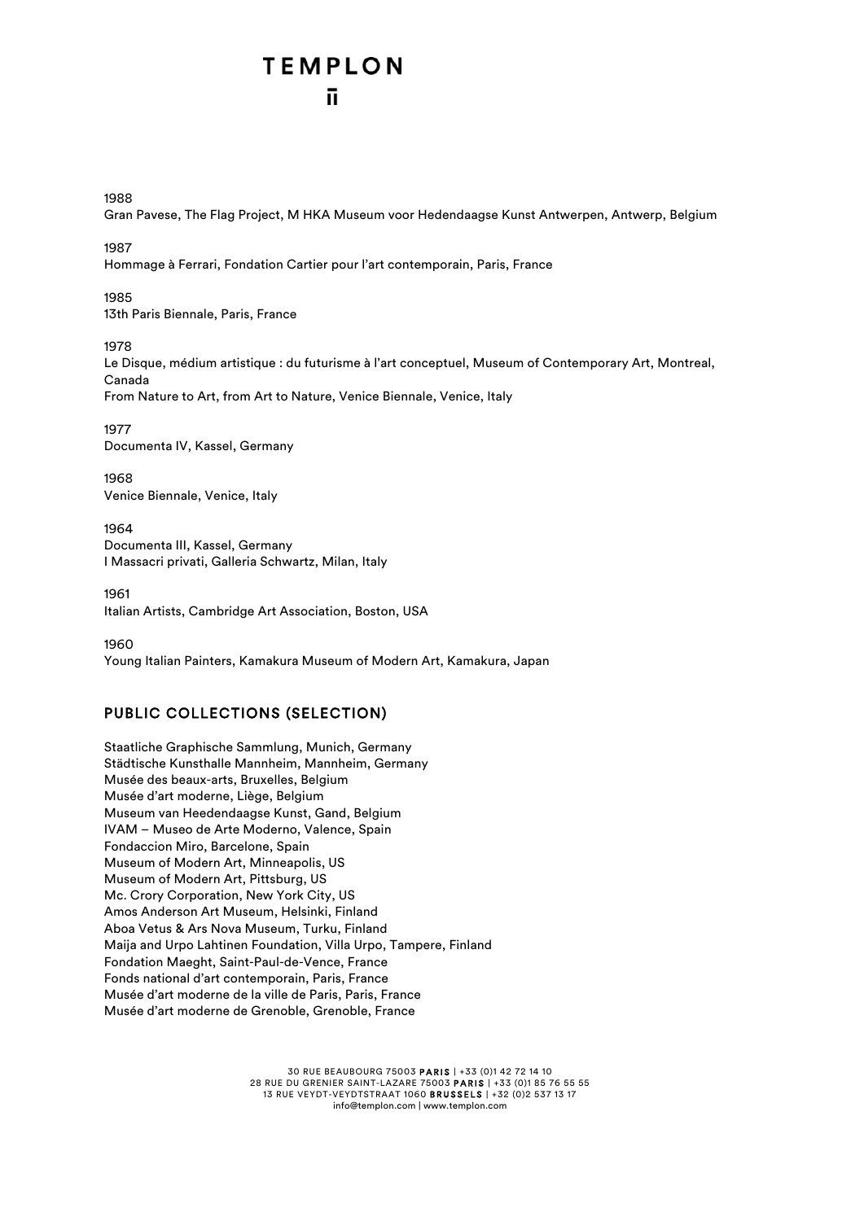1988
Gran Pavese, The Flag Project, M HKA Museum voor Hedendaagse Kunst Antwerpen, Antwerp, Belgium

1987
Hommage à Ferrari, Fondation Cartier pour l'art contemporain, Paris, France

1985
13th Paris Biennale, Paris, France

1978
Le Disque, médium artistique : du futurisme à l'art conceptuel, Museum of Contemporary Art, Montreal, Canada
From Nature to Art, from Art to Nature, Venice Biennale, Venice, Italy

1977
Documenta IV, Kassel, Germany

1968
Venice Biennale, Venice, Italy

1964
Documenta III, Kassel, Germany
I Massacri privati, Galleria Schwartz, Milan, Italy

1961
Italian Artists, Cambridge Art Association, Boston, USA

1960
Young Italian Painters, Kamakura Museum of Modern Art, Kamakura, Japan

## PUBLIC COLLECTIONS (SELECTION)

Staatliche Graphische Sammlung, Munich, Germany
Städtische Kunsthalle Mannheim, Mannheim, Germany
Musée des beaux-arts, Bruxelles, Belgium
Musée d'art moderne, Liège, Belgium
Museum van Heedendaagse Kunst, Gand, Belgium
IVAM – Museo de Arte Moderno, Valence, Spain
Fondaccion Miro, Barcelone, Spain
Museum of Modern Art, Minneapolis, US
Museum of Modern Art, Pittsburg, US
Mc. Crory Corporation, New York City, US
Amos Anderson Art Museum, Helsinki, Finland
Aboa Vetus & Ars Nova Museum, Turku, Finland
Maija and Urpo Lahtinen Foundation, Villa Urpo, Tampere, Finland
Fondation Maeght, Saint-Paul-de-Vence, France
Fonds national d'art contemporain, Paris, France
Musée d'art moderne de la ville de Paris, Paris, France
Musée d'art moderne de Grenoble, Grenoble, France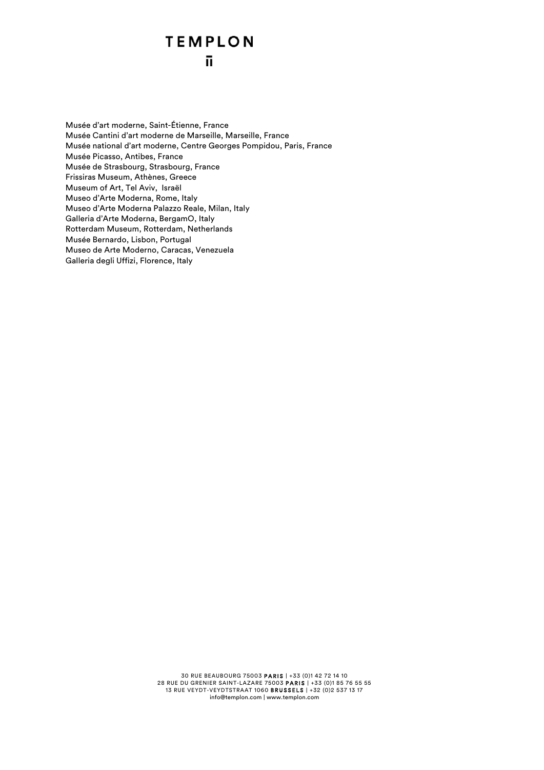Musée d'art moderne, Saint-Étienne, France
Musée Cantini d'art moderne de Marseille, Marseille, France
Musée national d'art moderne, Centre Georges Pompidou, Paris, France
Musée Picasso, Antibes, France
Musée de Strasbourg, Strasbourg, France
Frissiras Museum, Athènes, Greece
Museum of Art, Tel Aviv, Israël
Museo d'Arte Moderna, Rome, Italy
Museo d'Arte Moderna Palazzo Reale, Milan, Italy
Galleria d'Arte Moderna, BergamO, Italy
Rotterdam Museum, Rotterdam, Netherlands
Musée Bernardo, Lisbon, Portugal
Museo de Arte Moderno, Caracas, Venezuela
Galleria degli Uffizi, Florence, Italy